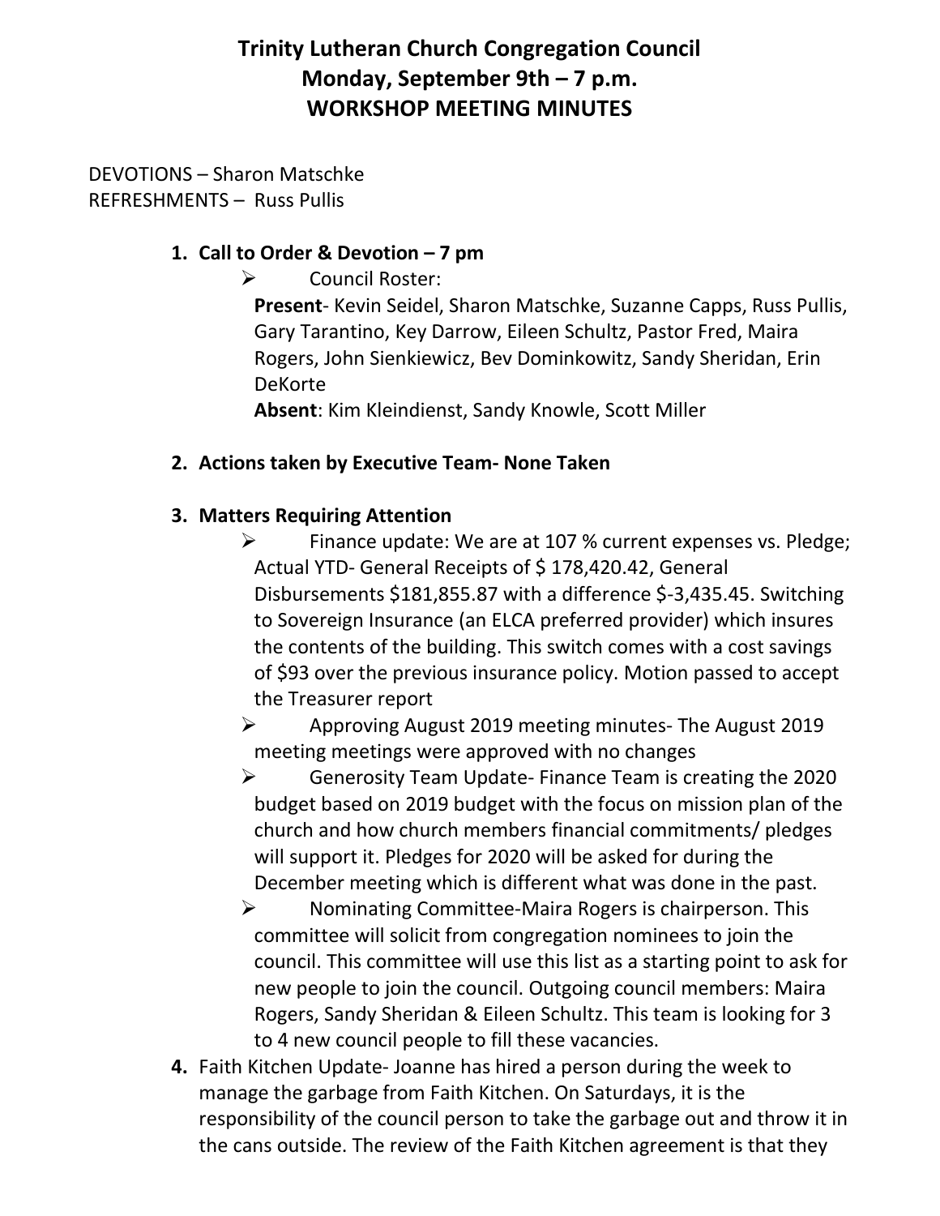# Trinity Lutheran Church Congregation Council
## Monday, September 9th – 7 p.m.
## WORKSHOP MEETING MINUTES

DEVOTIONS – Sharon Matschke
REFRESHMENTS – Russ Pullis

1. **Call to Order & Devotion – 7 pm**
   - Council Roster:
     **Present**- Kevin Seidel, Sharon Matschke, Suzanne Capps, Russ Pullis, Gary Tarantino, Key Darrow, Eileen Schultz, Pastor Fred, Maira Rogers, John Sienkiewicz, Bev Dominkowitz, Sandy Sheridan, Erin DeKorte
     **Absent**: Kim Kleindienst, Sandy Knowle, Scott Miller

2. **Actions taken by Executive Team- None Taken**

3. **Matters Requiring Attention**
   - Finance update: We are at 107 % current expenses vs. Pledge; Actual YTD- General Receipts of $ 178,420.42, General Disbursements $181,855.87 with a difference $-3,435.45. Switching to Sovereign Insurance (an ELCA preferred provider) which insures the contents of the building. This switch comes with a cost savings of $93 over the previous insurance policy. Motion passed to accept the Treasurer report
   - Approving August 2019 meeting minutes- The August 2019 meeting meetings were approved with no changes
   - Generosity Team Update- Finance Team is creating the 2020 budget based on 2019 budget with the focus on mission plan of the church and how church members financial commitments/ pledges will support it. Pledges for 2020 will be asked for during the December meeting which is different what was done in the past.
   - Nominating Committee-Maira Rogers is chairperson. This committee will solicit from congregation nominees to join the council. This committee will use this list as a starting point to ask for new people to join the council. Outgoing council members: Maira Rogers, Sandy Sheridan & Eileen Schultz. This team is looking for 3 to 4 new council people to fill these vacancies.

4. Faith Kitchen Update- Joanne has hired a person during the week to manage the garbage from Faith Kitchen. On Saturdays, it is the responsibility of the council person to take the garbage out and throw it in the cans outside. The review of the Faith Kitchen agreement is that they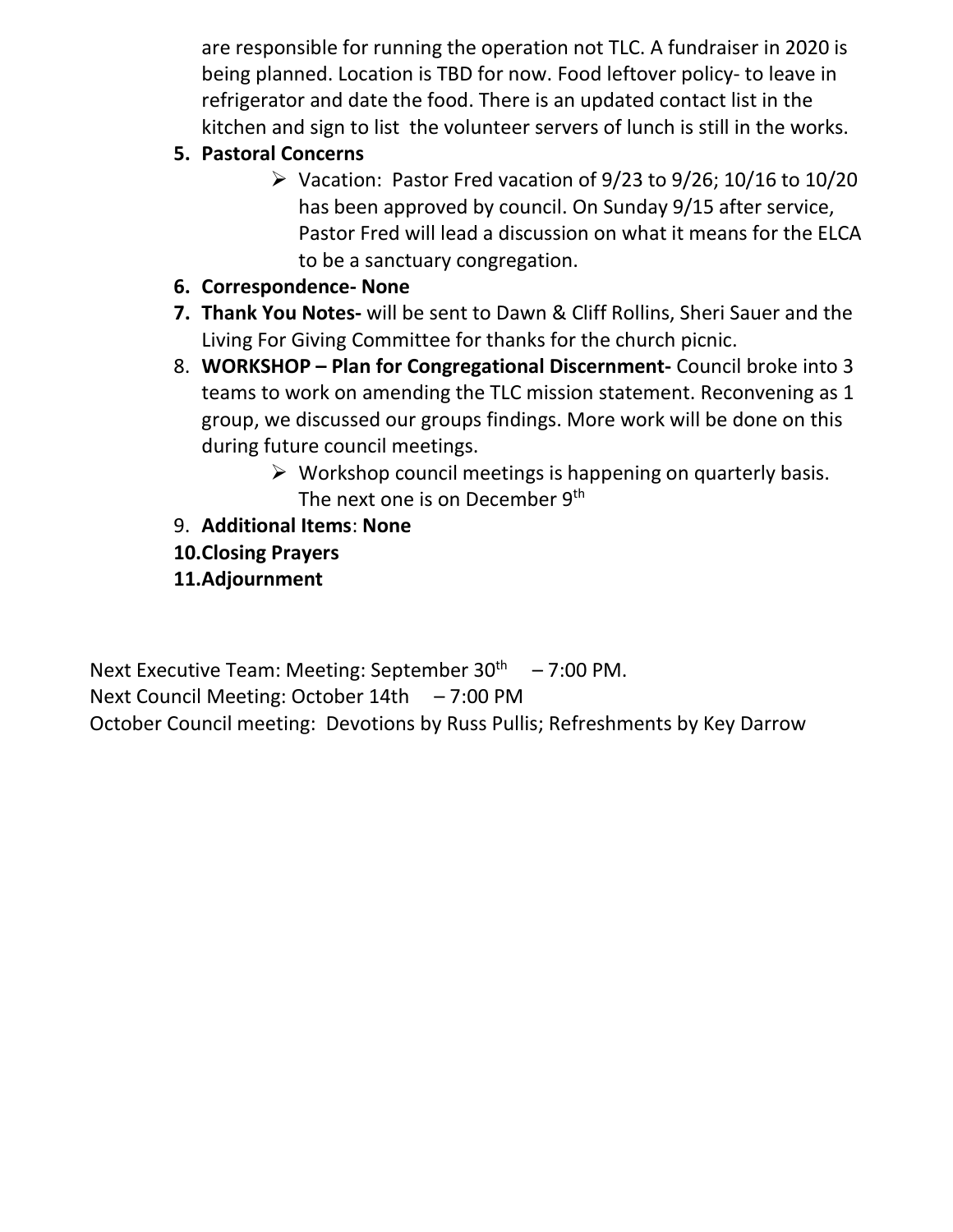are responsible for running the operation not TLC. A fundraiser in 2020 is being planned. Location is TBD for now. Food leftover policy- to leave in refrigerator and date the food. There is an updated contact list in the kitchen and sign to list the volunteer servers of lunch is still in the works.

5. **Pastoral Concerns**
   - Vacation: Pastor Fred vacation of 9/23 to 9/26; 10/16 to 10/20 has been approved by council. On Sunday 9/15 after service, Pastor Fred will lead a discussion on what it means for the ELCA to be a sanctuary congregation.
6. **Correspondence- None**
7. **Thank You Notes-** will be sent to Dawn & Cliff Rollins, Sheri Sauer and the Living For Giving Committee for thanks for the church picnic.
8. **WORKSHOP – Plan for Congregational Discernment-** Council broke into 3 teams to work on amending the TLC mission statement. Reconvening as 1 group, we discussed our groups findings. More work will be done on this during future council meetings.
   - Workshop council meetings is happening on quarterly basis. The next one is on December 9th
9. **Additional Items**: **None**
10. **Closing Prayers**
11. **Adjournment**

Next Executive Team: Meeting: September 30th – 7:00 PM.
Next Council Meeting: October 14th – 7:00 PM
October Council meeting: Devotions by Russ Pullis; Refreshments by Key Darrow